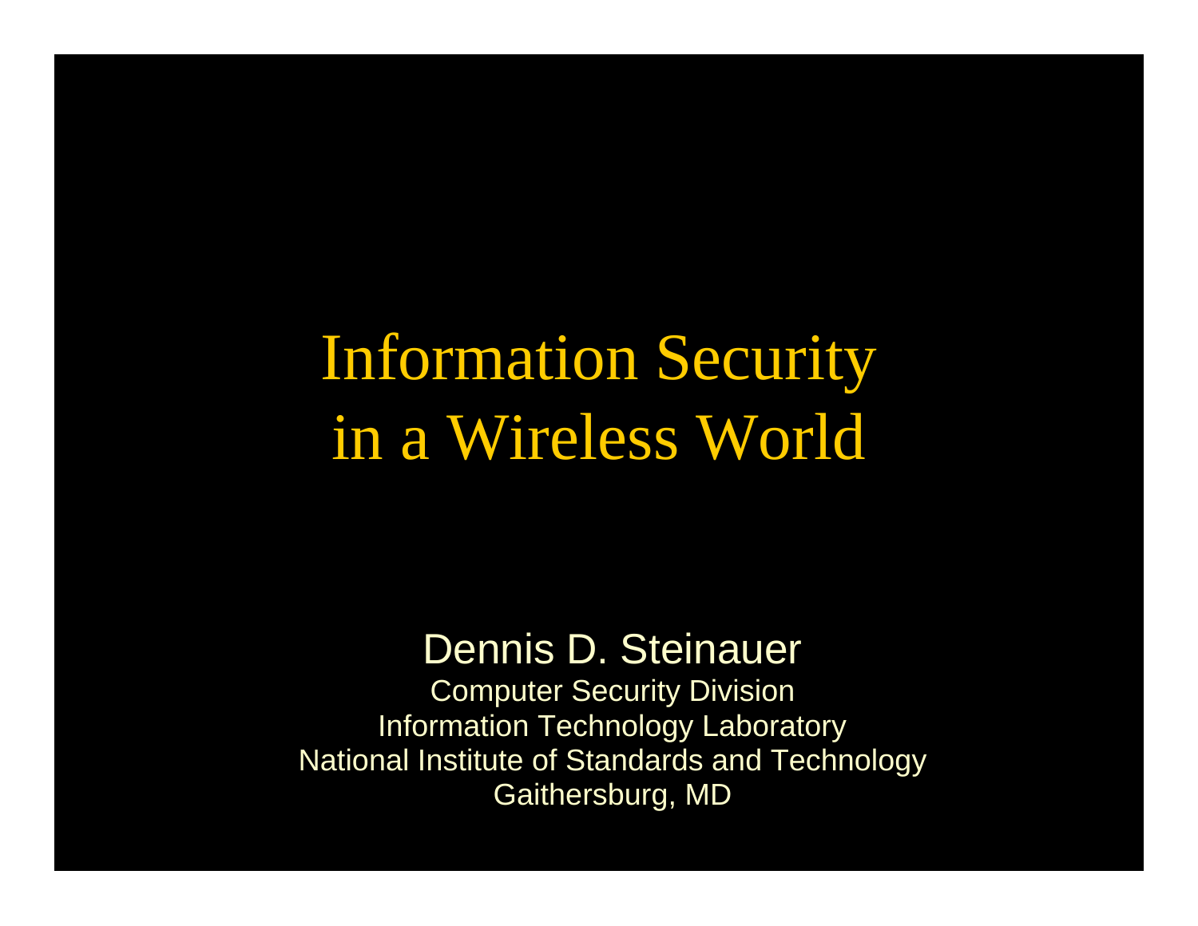# Information Security in a Wireless World

Dennis D. Steinauer

Computer Security Division
Information Technology Laboratory
National Institute of Standards and Technology
Gaithersburg, MD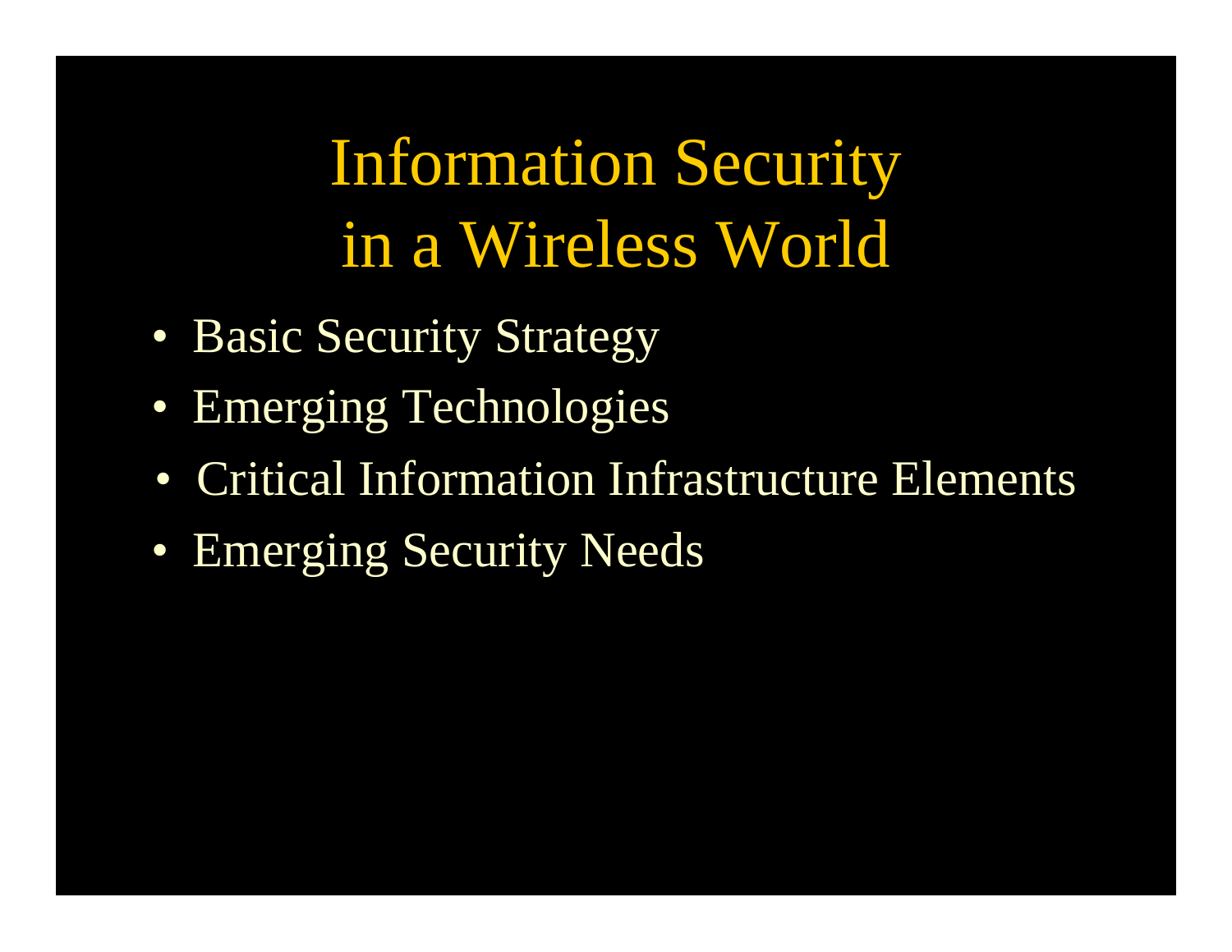# Information Security in a Wireless World

- Basic Security Strategy
- Emerging Technologies
- Critical Information Infrastructure Elements
- Emerging Security Needs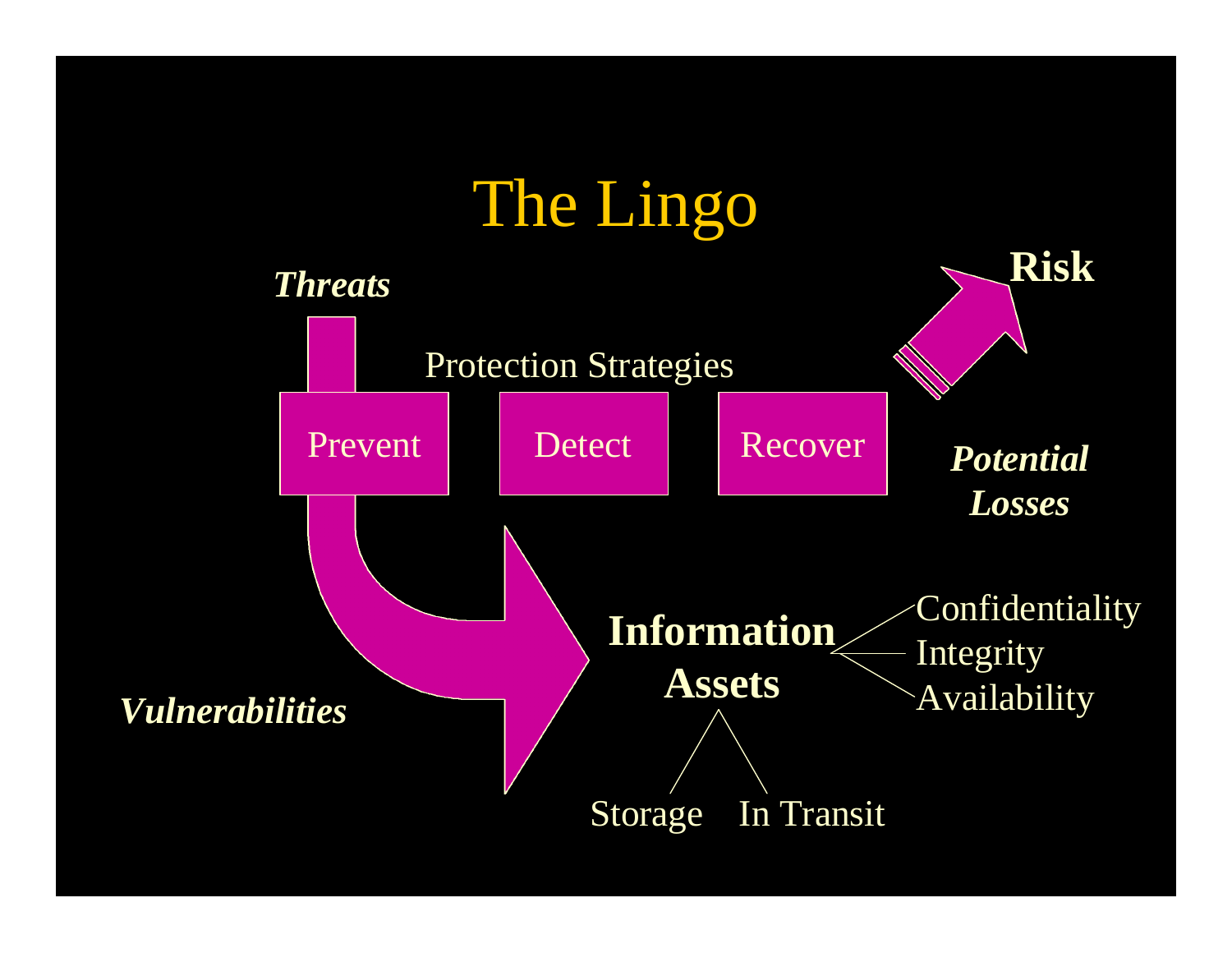# The Lingo

***Threats***

Protection Strategies

Prevent

Detect

Recover

**Risk**

***Potential Losses***

***Vulnerabilities***

**Information Assets**

Confidentiality

Integrity

Availability

Storage

In Transit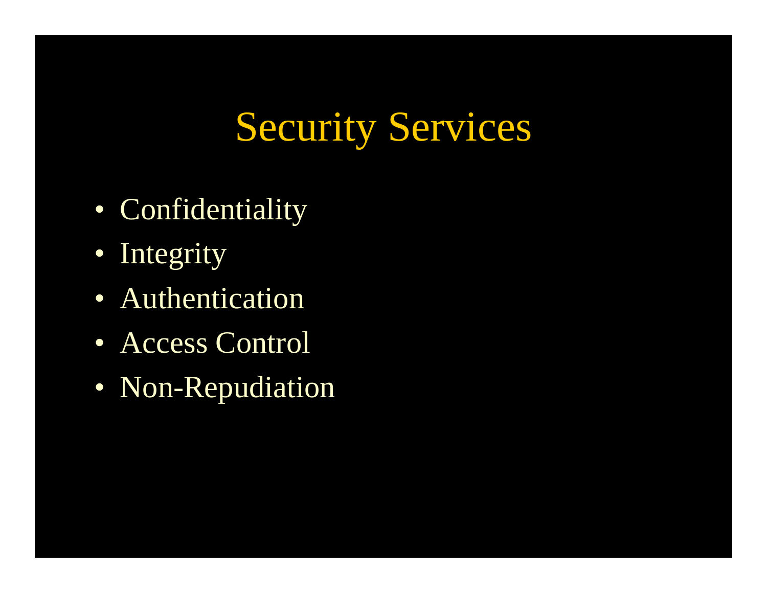# Security Services

- Confidentiality
- Integrity
- Authentication
- Access Control
- Non-Repudiation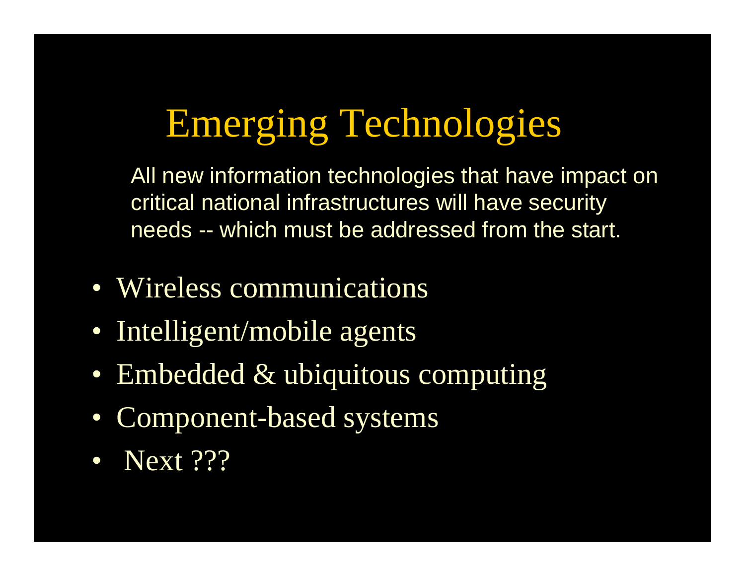# Emerging Technologies

All new information technologies that have impact on critical national infrastructures will have security needs -- which must be addressed from the start.

- Wireless communications
- Intelligent/mobile agents
- Embedded & ubiquitous computing
- Component-based systems
- Next ???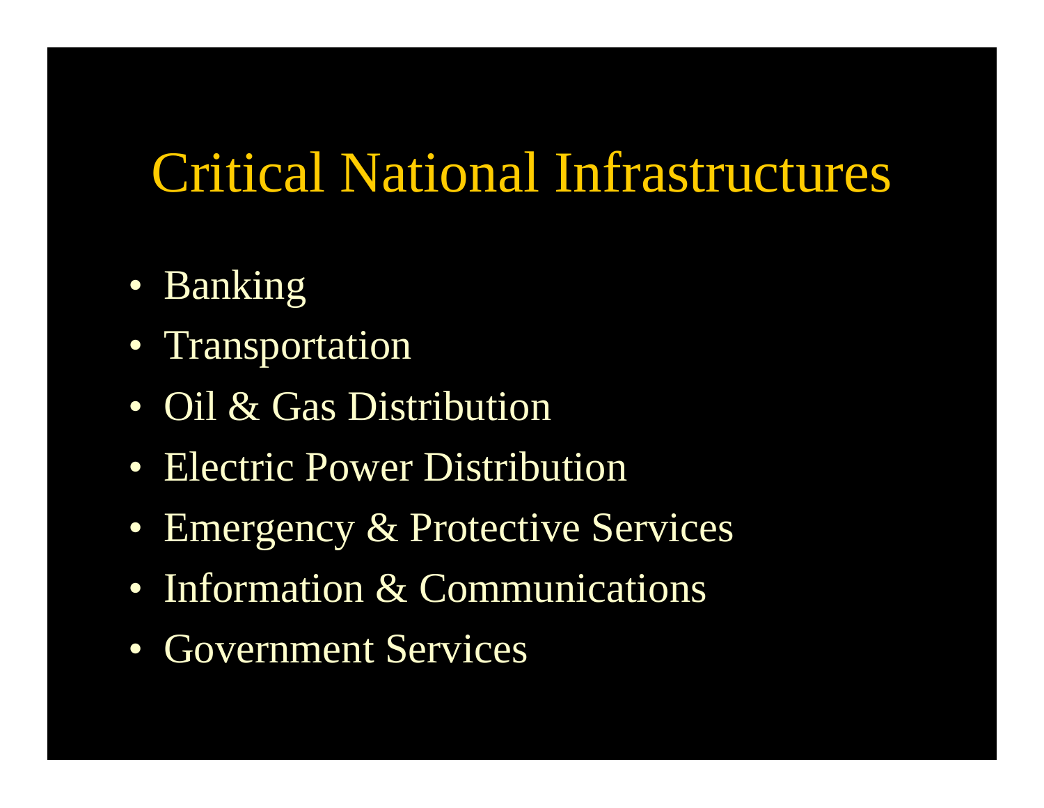# Critical National Infrastructures

- Banking
- Transportation
- Oil & Gas Distribution
- Electric Power Distribution
- Emergency & Protective Services
- Information & Communications
- Government Services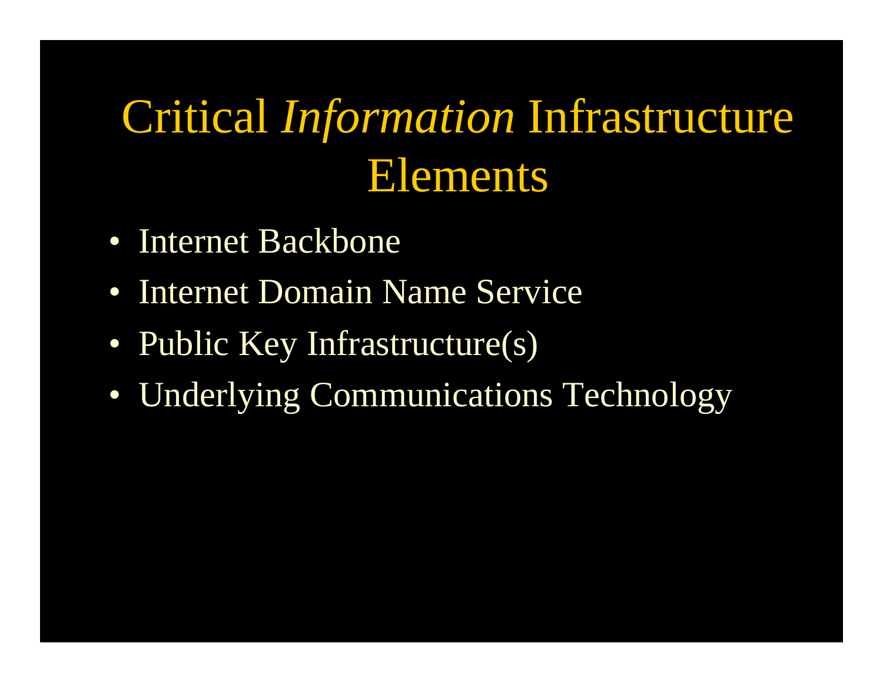# Critical *Information* Infrastructure Elements

- Internet Backbone
- Internet Domain Name Service
- Public Key Infrastructure(s)
- Underlying Communications Technology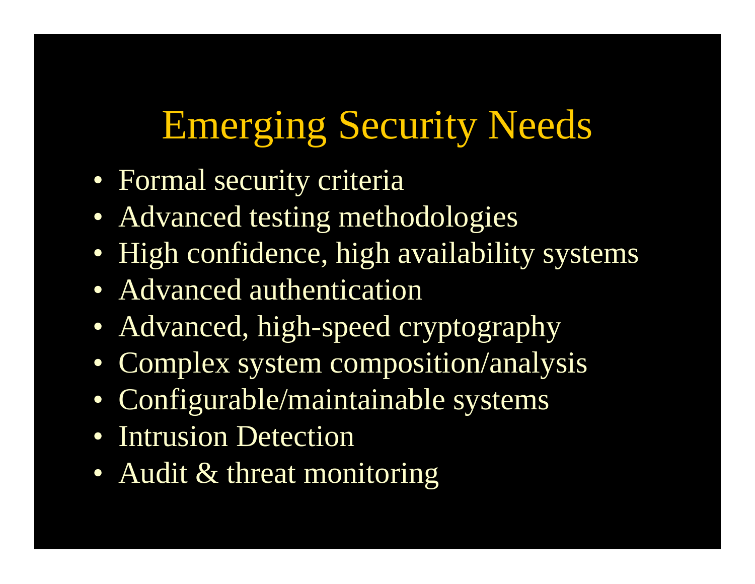# Emerging Security Needs

- Formal security criteria
- Advanced testing methodologies
- High confidence, high availability systems
- Advanced authentication
- Advanced, high-speed cryptography
- Complex system composition/analysis
- Configurable/maintainable systems
- Intrusion Detection
- Audit & threat monitoring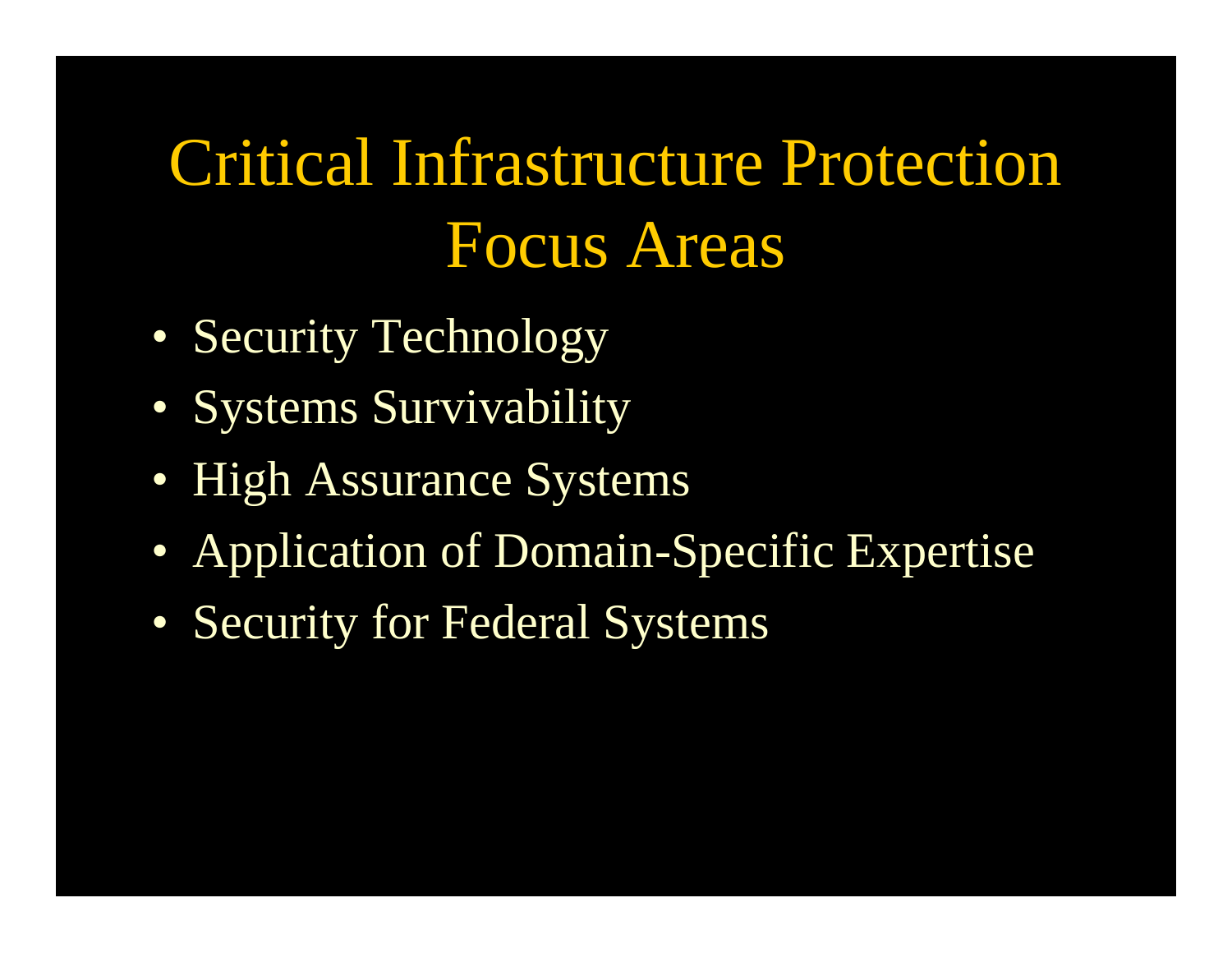# Critical Infrastructure Protection Focus Areas

- Security Technology
- Systems Survivability
- High Assurance Systems
- Application of Domain-Specific Expertise
- Security for Federal Systems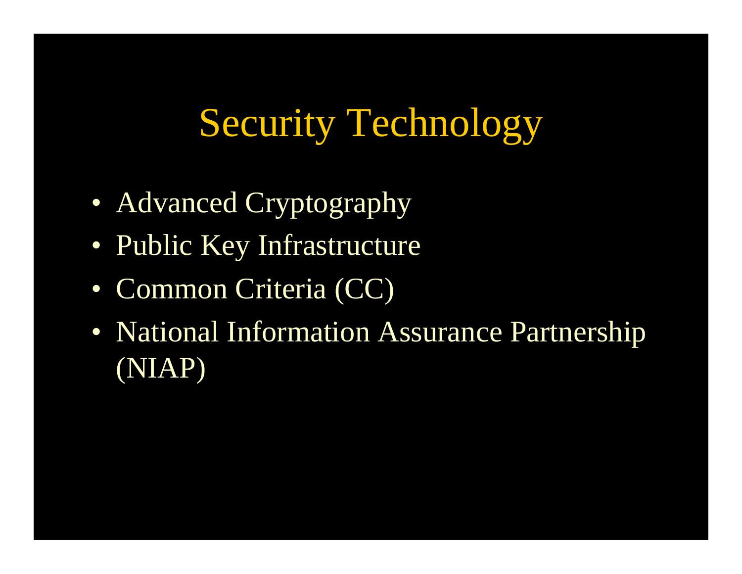# Security Technology

- Advanced Cryptography
- Public Key Infrastructure
- Common Criteria (CC)
- National Information Assurance Partnership (NIAP)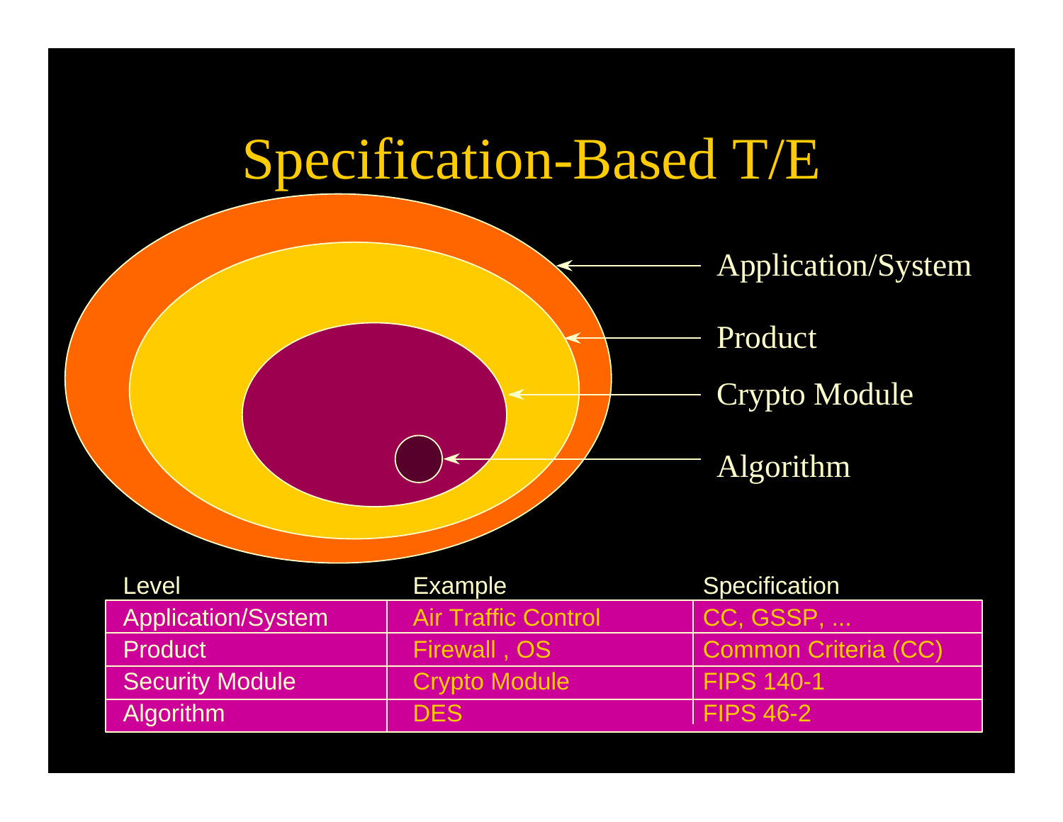# Specification-Based T/E

Application/System

Product

Crypto Module

Algorithm

| Level | Example | Specification |
|---|---|---|
| Application/System | Air Traffic Control | CC, GSSP, ... |
| Product | Firewall , OS | Common Criteria (CC) |
| Security Module | Crypto Module | FIPS 140-1 |
| Algorithm | DES | FIPS 46-2 |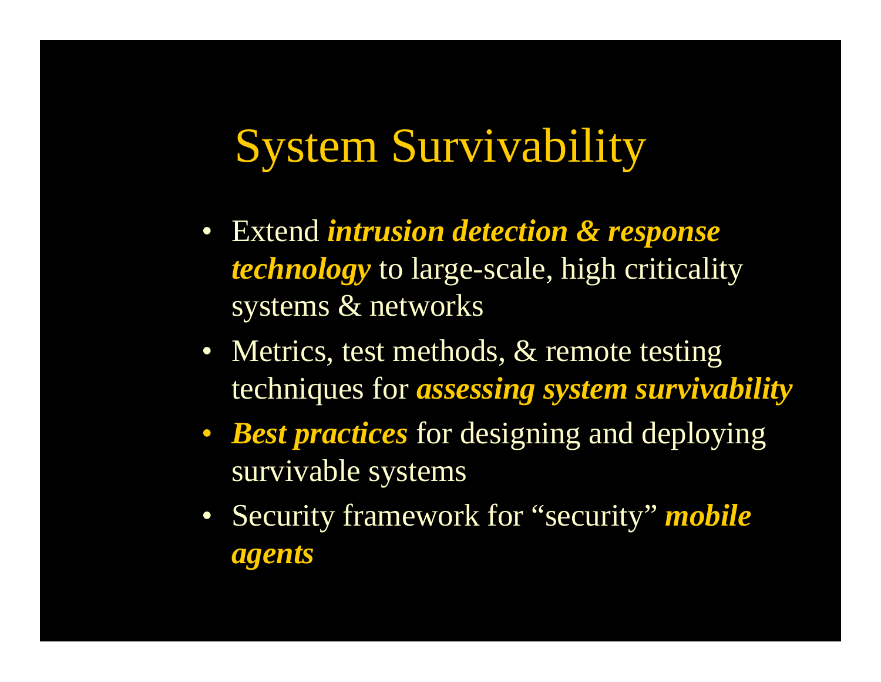# System Survivability

- Extend ***intrusion detection & response technology*** to large-scale, high criticality systems & networks
- Metrics, test methods, & remote testing techniques for ***assessing system survivability***
- ***Best practices*** for designing and deploying survivable systems
- Security framework for "security" ***mobile agents***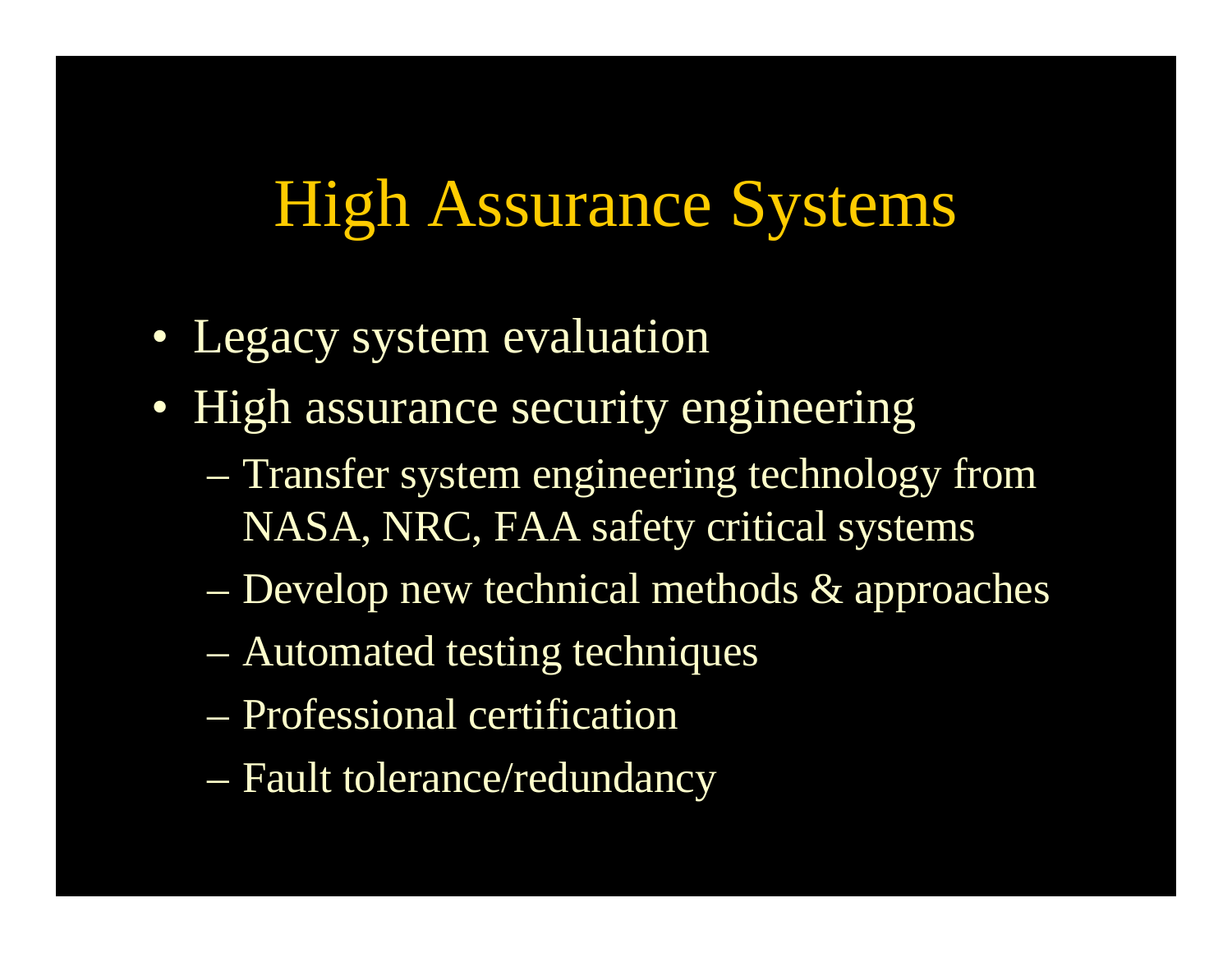# High Assurance Systems

- Legacy system evaluation
- High assurance security engineering
  - Transfer system engineering technology from NASA, NRC, FAA safety critical systems
  - Develop new technical methods & approaches
  - Automated testing techniques
  - Professional certification
  - Fault tolerance/redundancy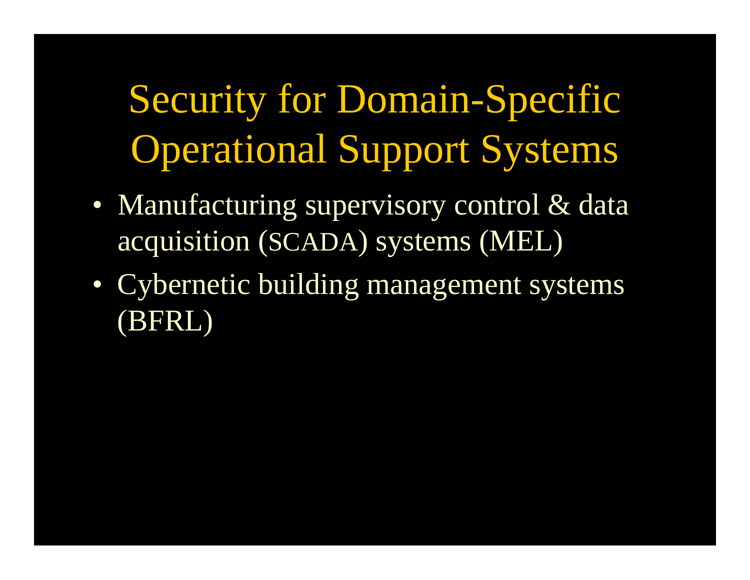# Security for Domain-Specific Operational Support Systems

- Manufacturing supervisory control & data acquisition (SCADA) systems (MEL)
- Cybernetic building management systems (BFRL)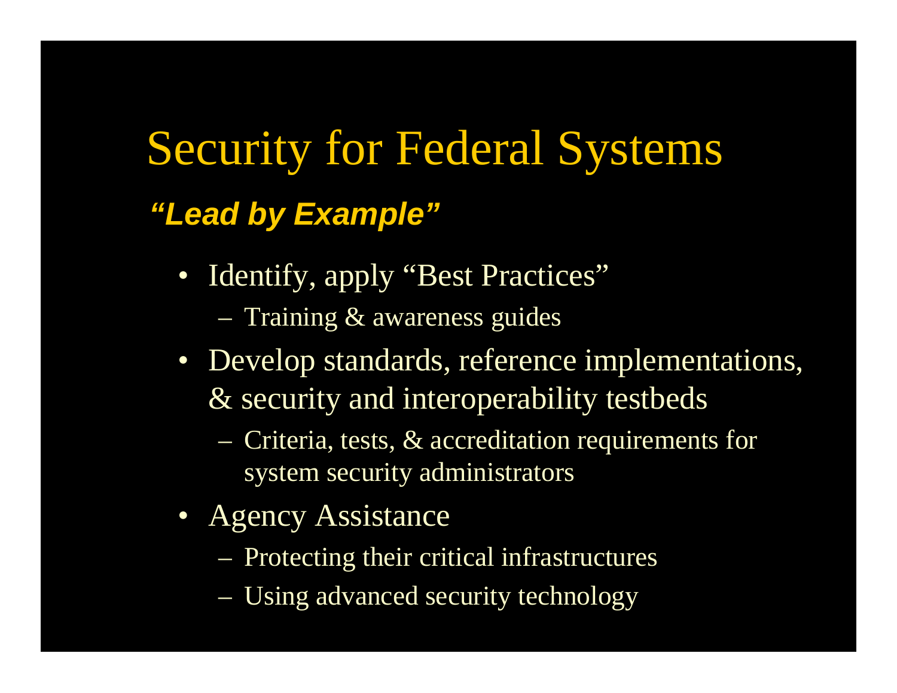# Security for Federal Systems

***"Lead by Example"***

- Identify, apply "Best Practices"
  - Training & awareness guides
- Develop standards, reference implementations, & security and interoperability testbeds
  - Criteria, tests, & accreditation requirements for system security administrators
- Agency Assistance
  - Protecting their critical infrastructures
  - Using advanced security technology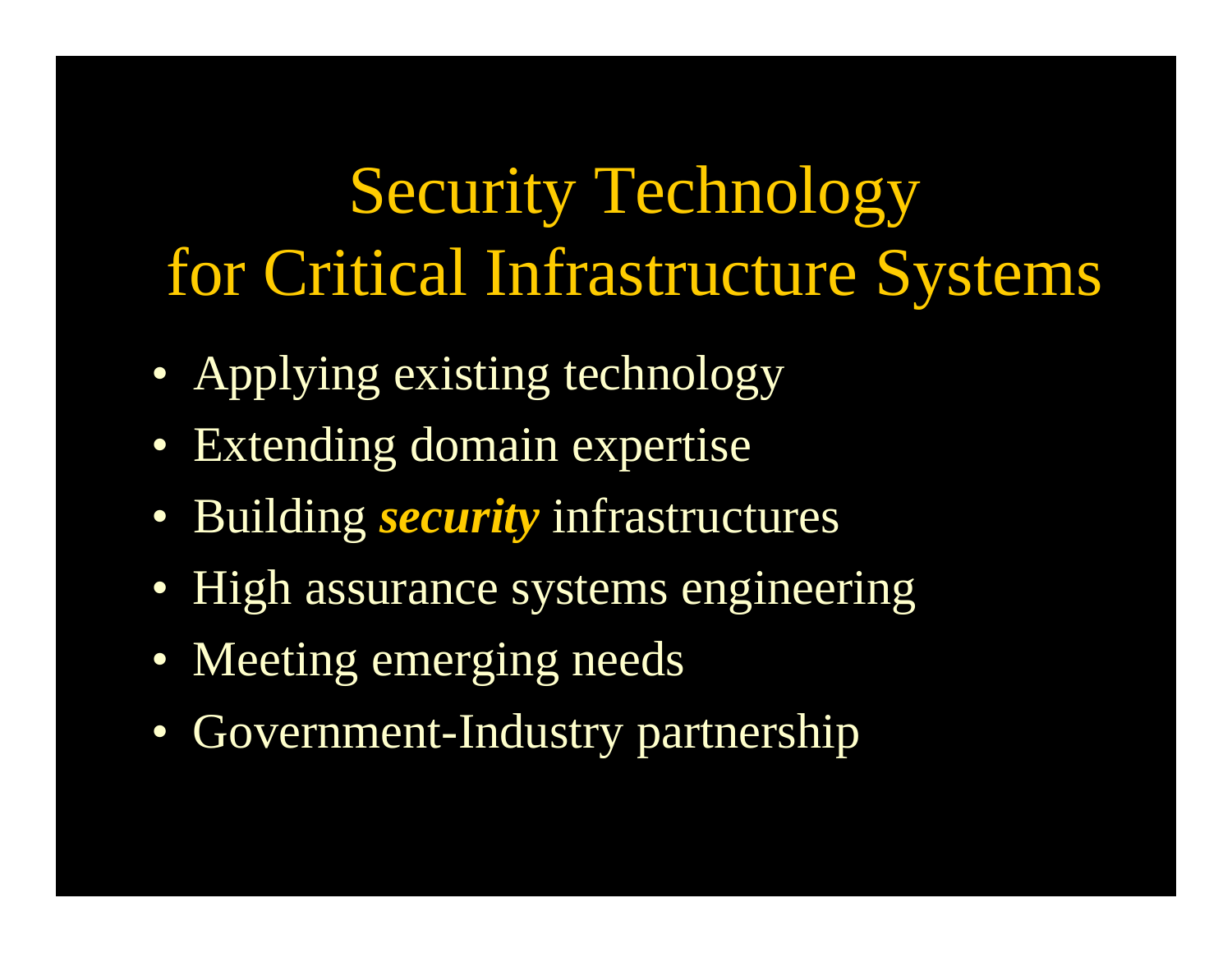# Security Technology for Critical Infrastructure Systems

- Applying existing technology
- Extending domain expertise
- Building ***security*** infrastructures
- High assurance systems engineering
- Meeting emerging needs
- Government-Industry partnership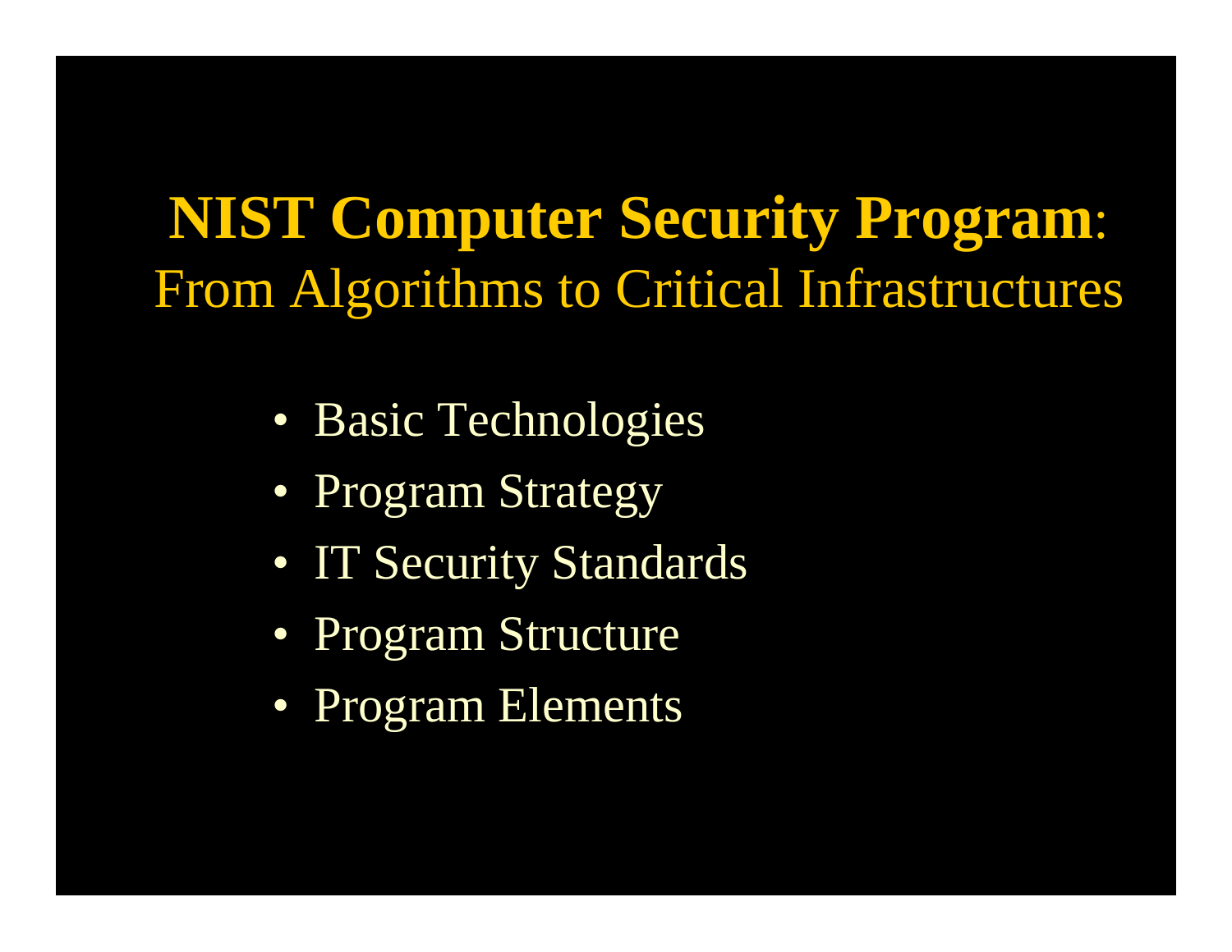# **NIST Computer Security Program**: From Algorithms to Critical Infrastructures

- Basic Technologies
- Program Strategy
- IT Security Standards
- Program Structure
- Program Elements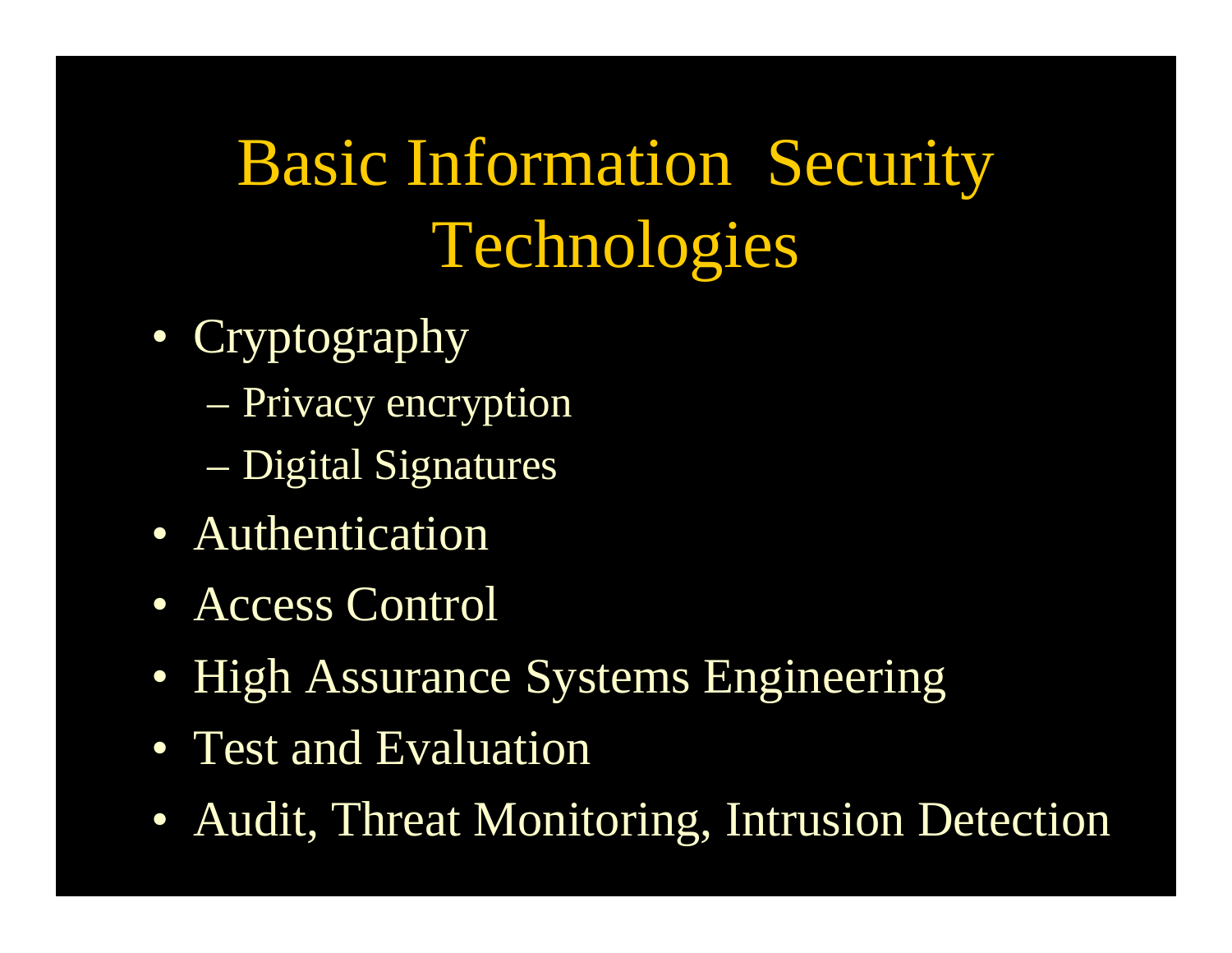# Basic Information Security Technologies

- Cryptography
  - Privacy encryption
  - Digital Signatures
- Authentication
- Access Control
- High Assurance Systems Engineering
- Test and Evaluation
- Audit, Threat Monitoring, Intrusion Detection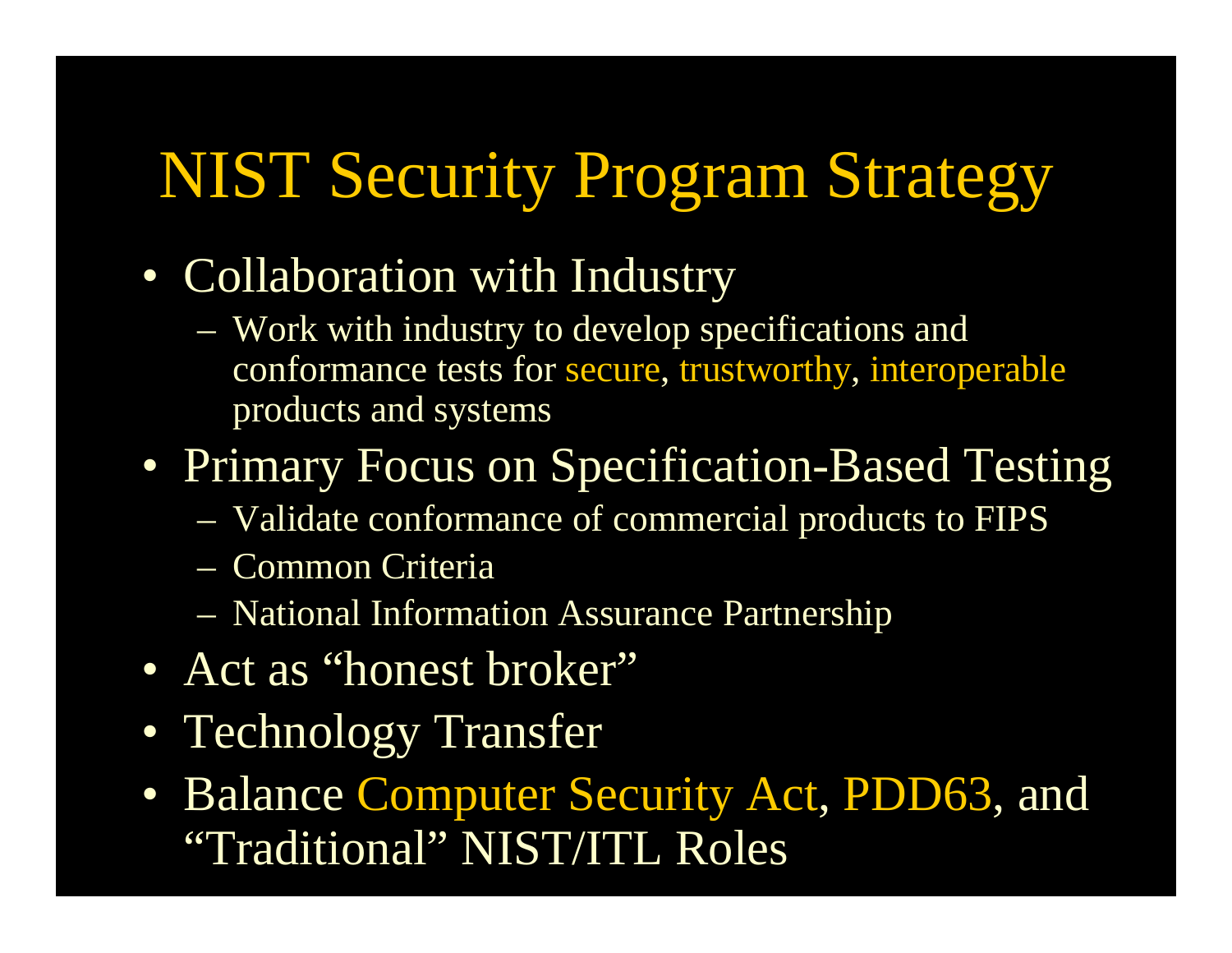# NIST Security Program Strategy

- Collaboration with Industry
  - Work with industry to develop specifications and conformance tests for secure, trustworthy, interoperable products and systems
- Primary Focus on Specification-Based Testing
  - Validate conformance of commercial products to FIPS
  - Common Criteria
  - National Information Assurance Partnership
- Act as "honest broker"
- Technology Transfer
- Balance Computer Security Act, PDD63, and "Traditional" NIST/ITL Roles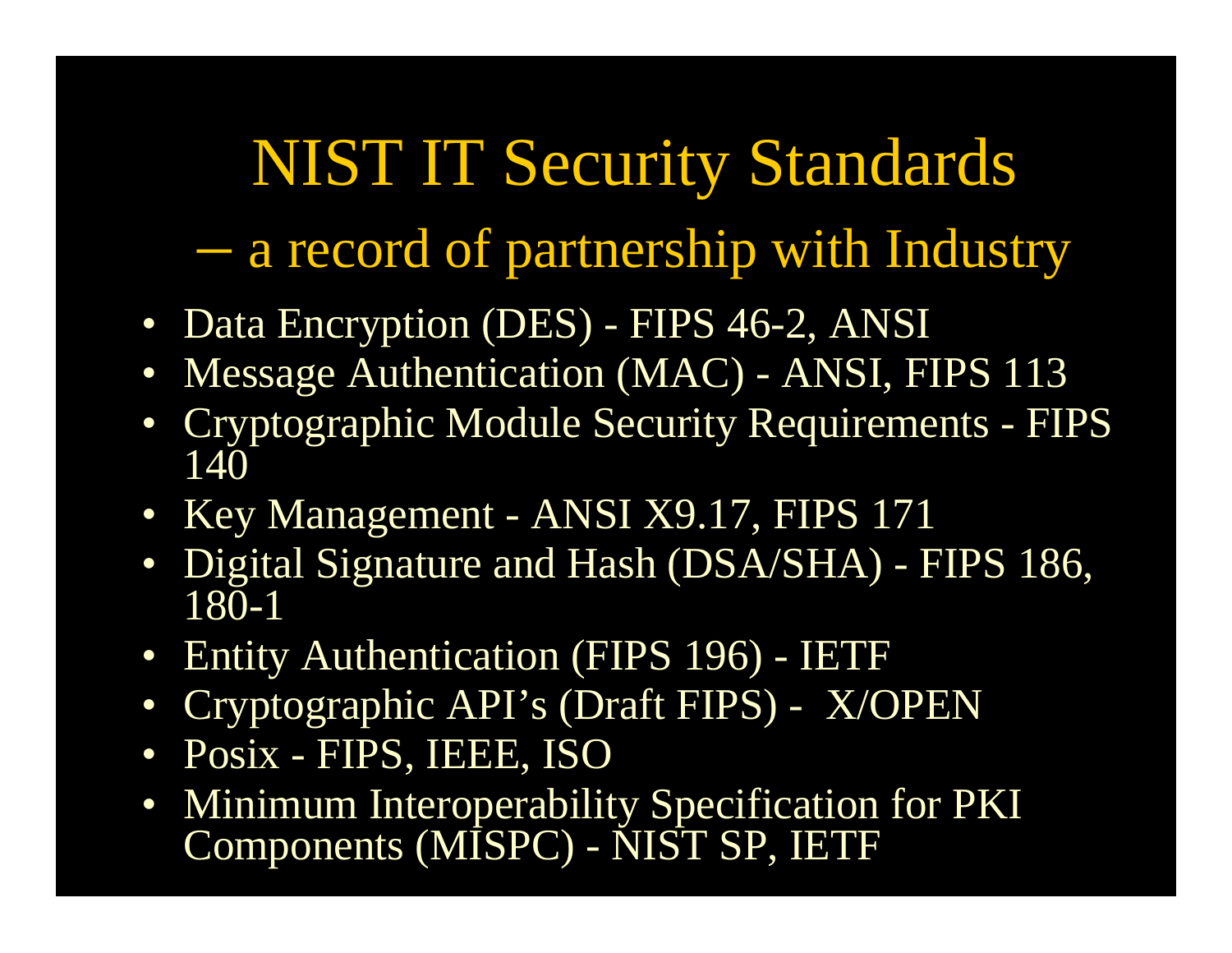# NIST IT Security Standards
## – a record of partnership with Industry

- Data Encryption (DES) - FIPS 46-2, ANSI
- Message Authentication (MAC) - ANSI, FIPS 113
- Cryptographic Module Security Requirements - FIPS 140
- Key Management - ANSI X9.17, FIPS 171
- Digital Signature and Hash (DSA/SHA) - FIPS 186, 180-1
- Entity Authentication (FIPS 196) - IETF
- Cryptographic API's (Draft FIPS) - X/OPEN
- Posix - FIPS, IEEE, ISO
- Minimum Interoperability Specification for PKI Components (MISPC) - NIST SP, IETF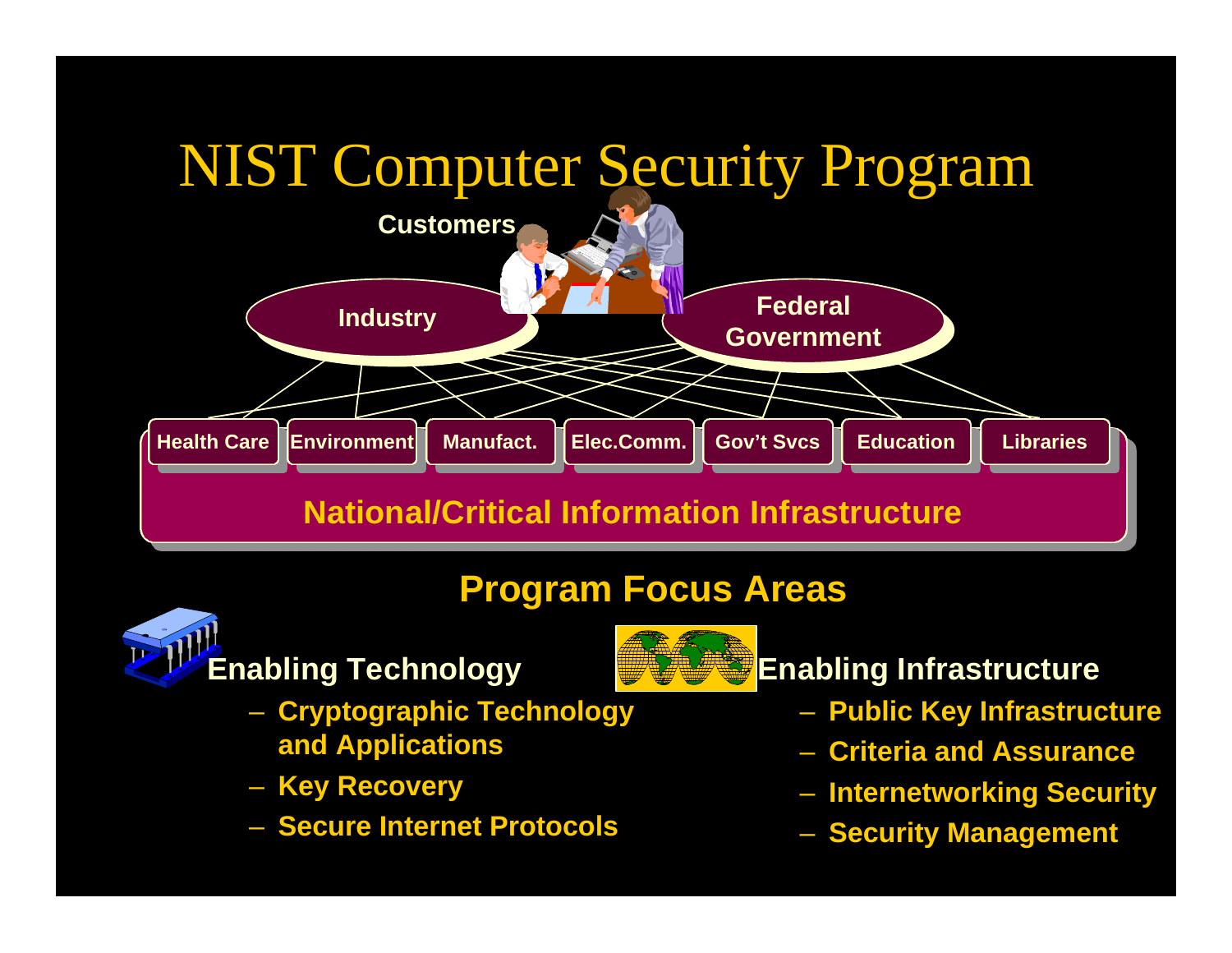# NIST Computer Security Program

Customers

Industry

Federal Government

Health Care | Environment | Manufact. | Elec.Comm. | Gov't Svcs | Education | Libraries

National/Critical Information Infrastructure

## Program Focus Areas

**Enabling Technology**

- Cryptographic Technology and Applications
- Key Recovery
- Secure Internet Protocols

**Enabling Infrastructure**

- Public Key Infrastructure
- Criteria and Assurance
- Internetworking Security
- Security Management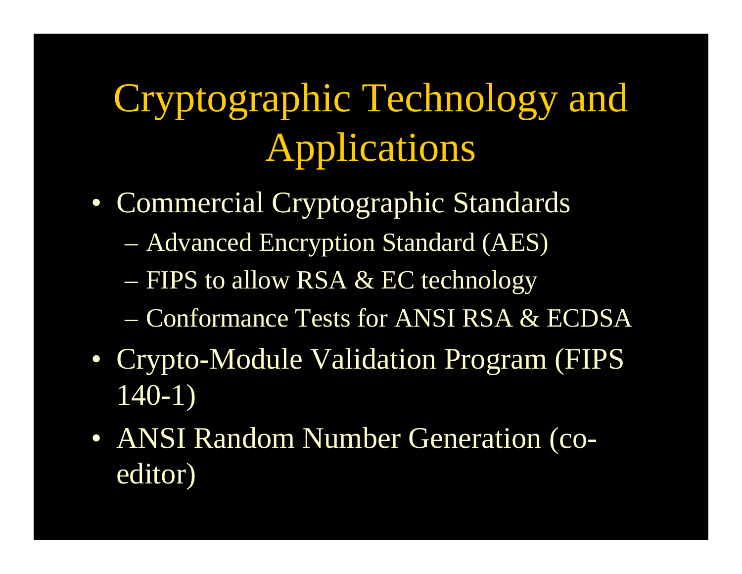# Cryptographic Technology and Applications

- Commercial Cryptographic Standards
  - Advanced Encryption Standard (AES)
  - FIPS to allow RSA & EC technology
  - Conformance Tests for ANSI RSA & ECDSA
- Crypto-Module Validation Program (FIPS 140-1)
- ANSI Random Number Generation (co-editor)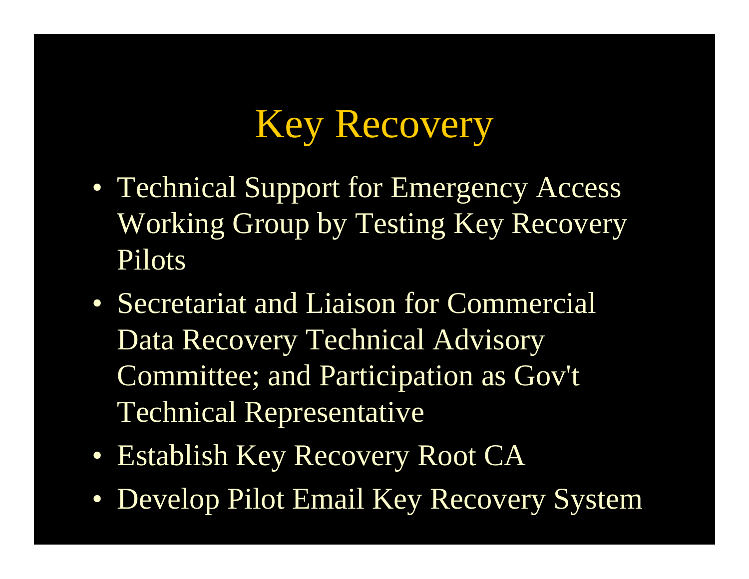# Key Recovery

- Technical Support for Emergency Access Working Group by Testing Key Recovery Pilots
- Secretariat and Liaison for Commercial Data Recovery Technical Advisory Committee; and Participation as Gov't Technical Representative
- Establish Key Recovery Root CA
- Develop Pilot Email Key Recovery System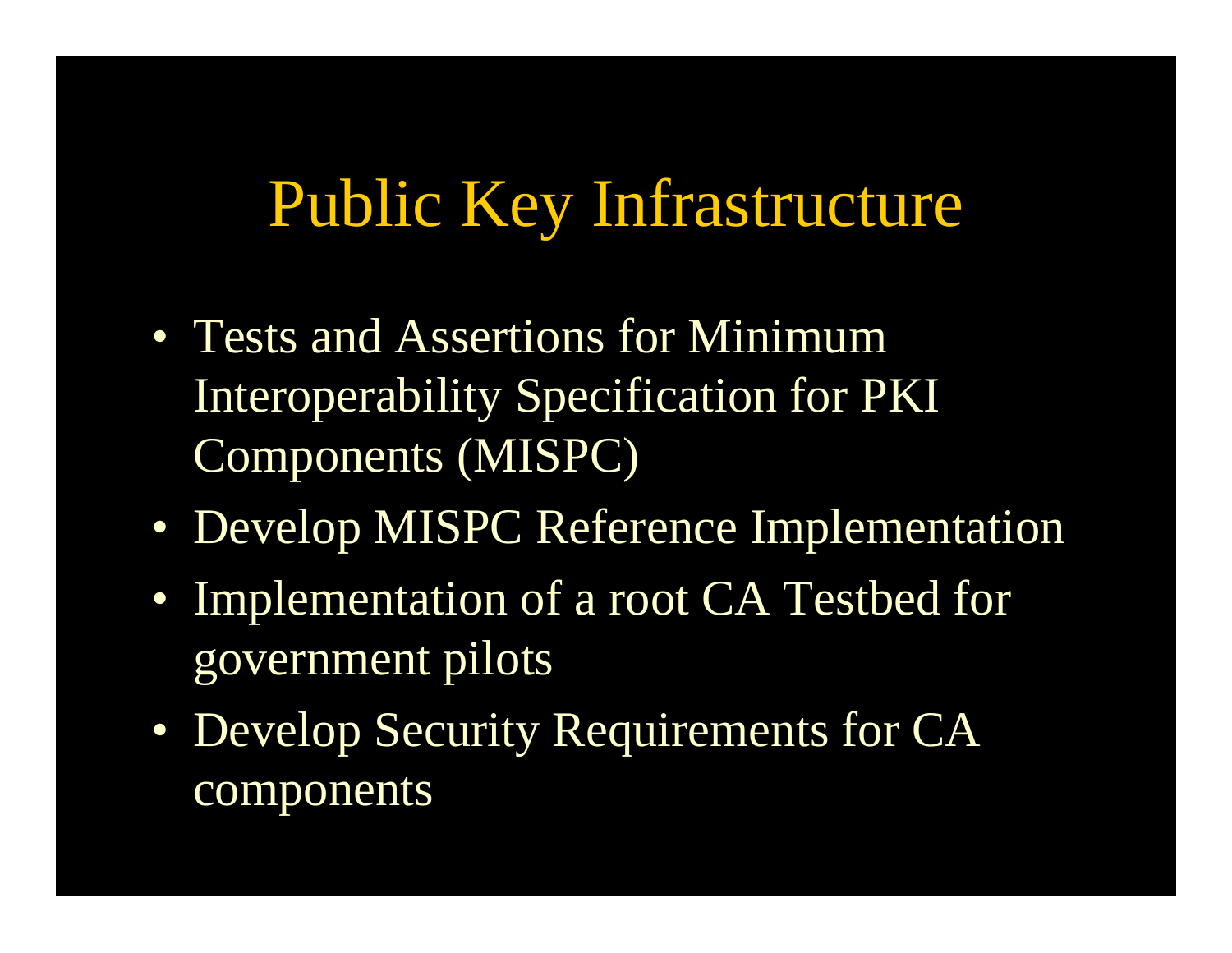# Public Key Infrastructure

- Tests and Assertions for Minimum Interoperability Specification for PKI Components (MISPC)
- Develop MISPC Reference Implementation
- Implementation of a root CA Testbed for government pilots
- Develop Security Requirements for CA components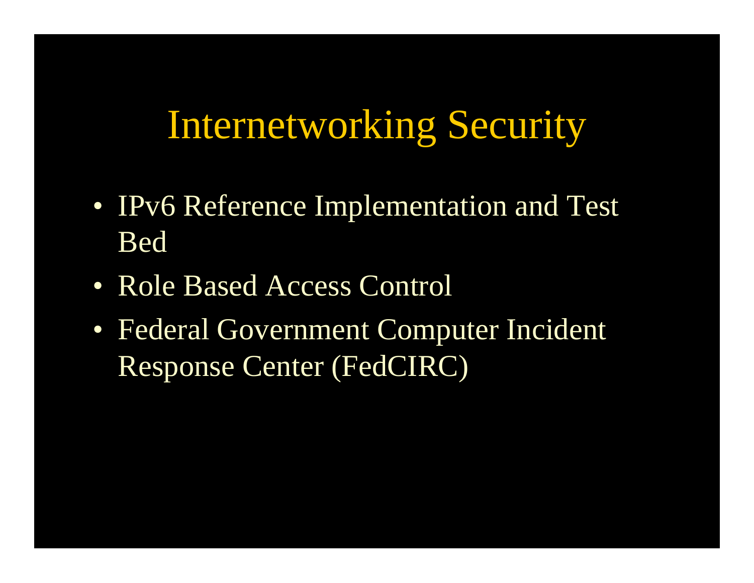# Internetworking Security

- IPv6 Reference Implementation and Test Bed
- Role Based Access Control
- Federal Government Computer Incident Response Center (FedCIRC)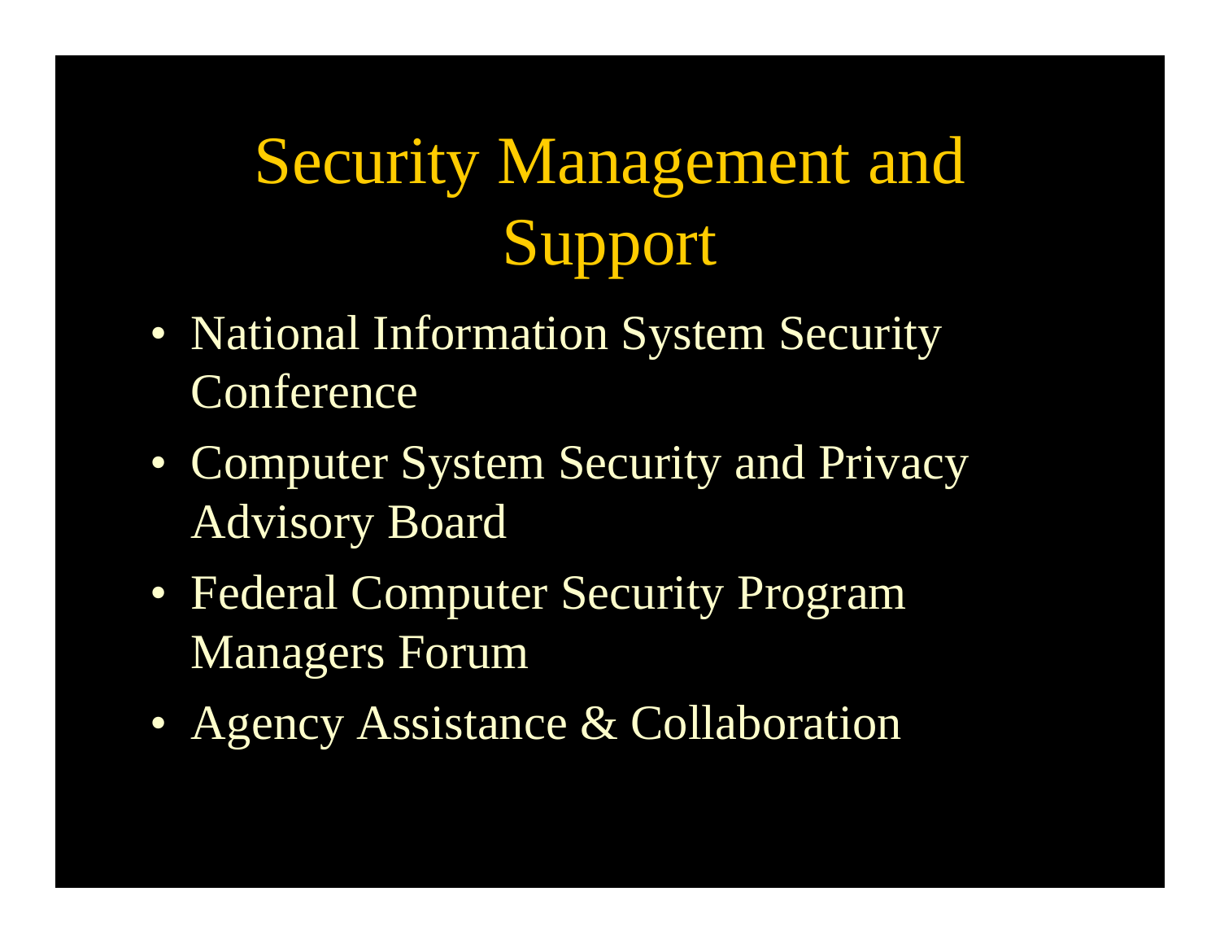# Security Management and Support

- National Information System Security Conference
- Computer System Security and Privacy Advisory Board
- Federal Computer Security Program Managers Forum
- Agency Assistance & Collaboration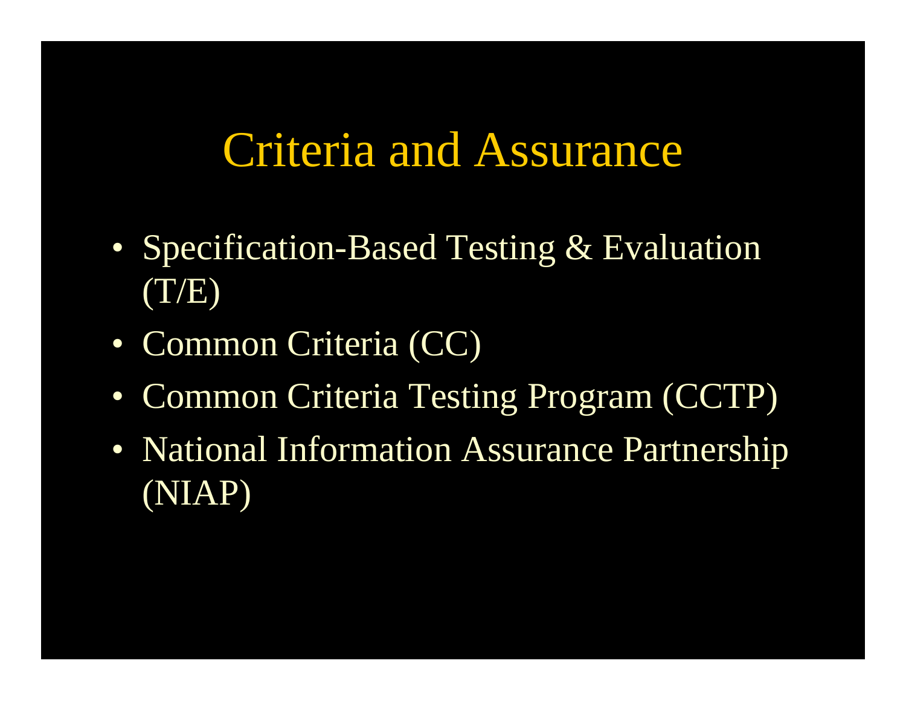# Criteria and Assurance

- Specification-Based Testing & Evaluation (T/E)
- Common Criteria (CC)
- Common Criteria Testing Program (CCTP)
- National Information Assurance Partnership (NIAP)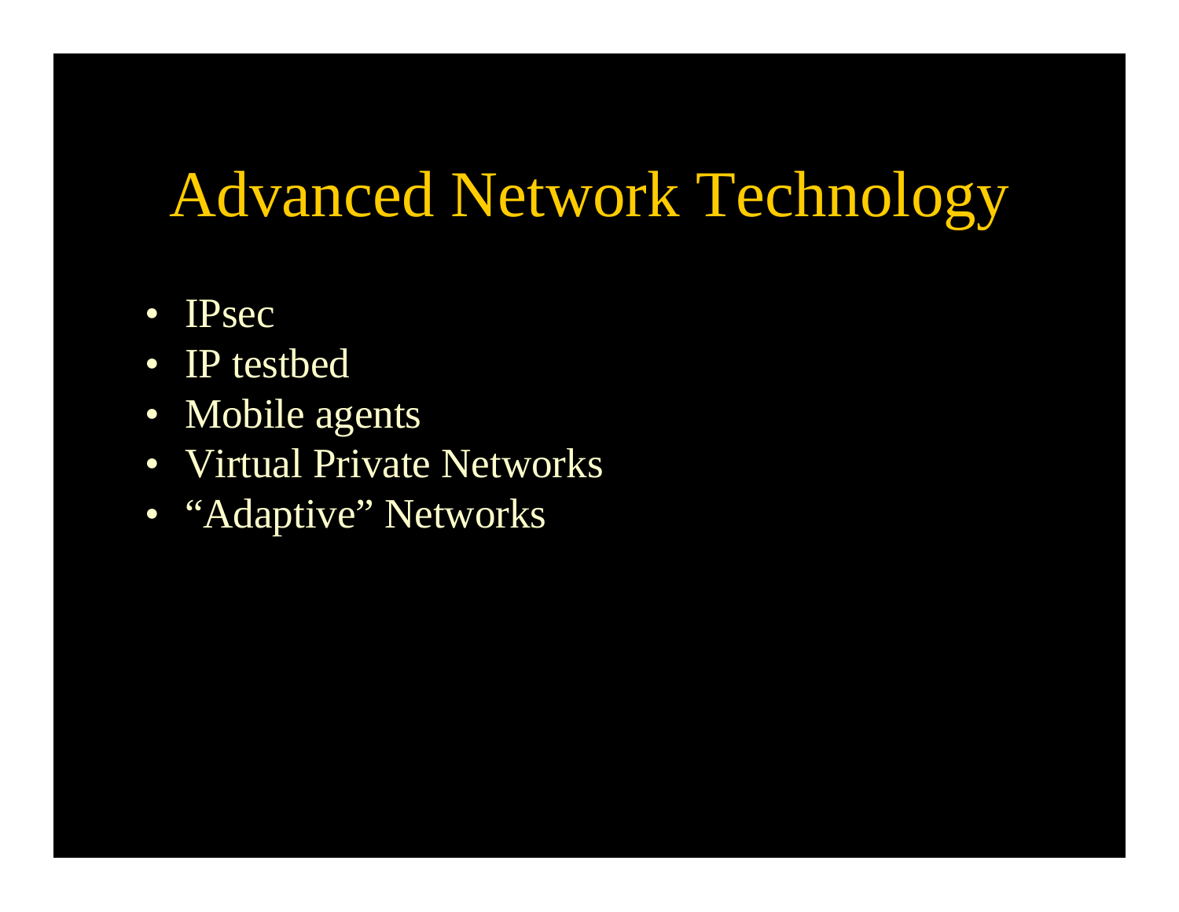# Advanced Network Technology

- IPsec
- IP testbed
- Mobile agents
- Virtual Private Networks
- “Adaptive” Networks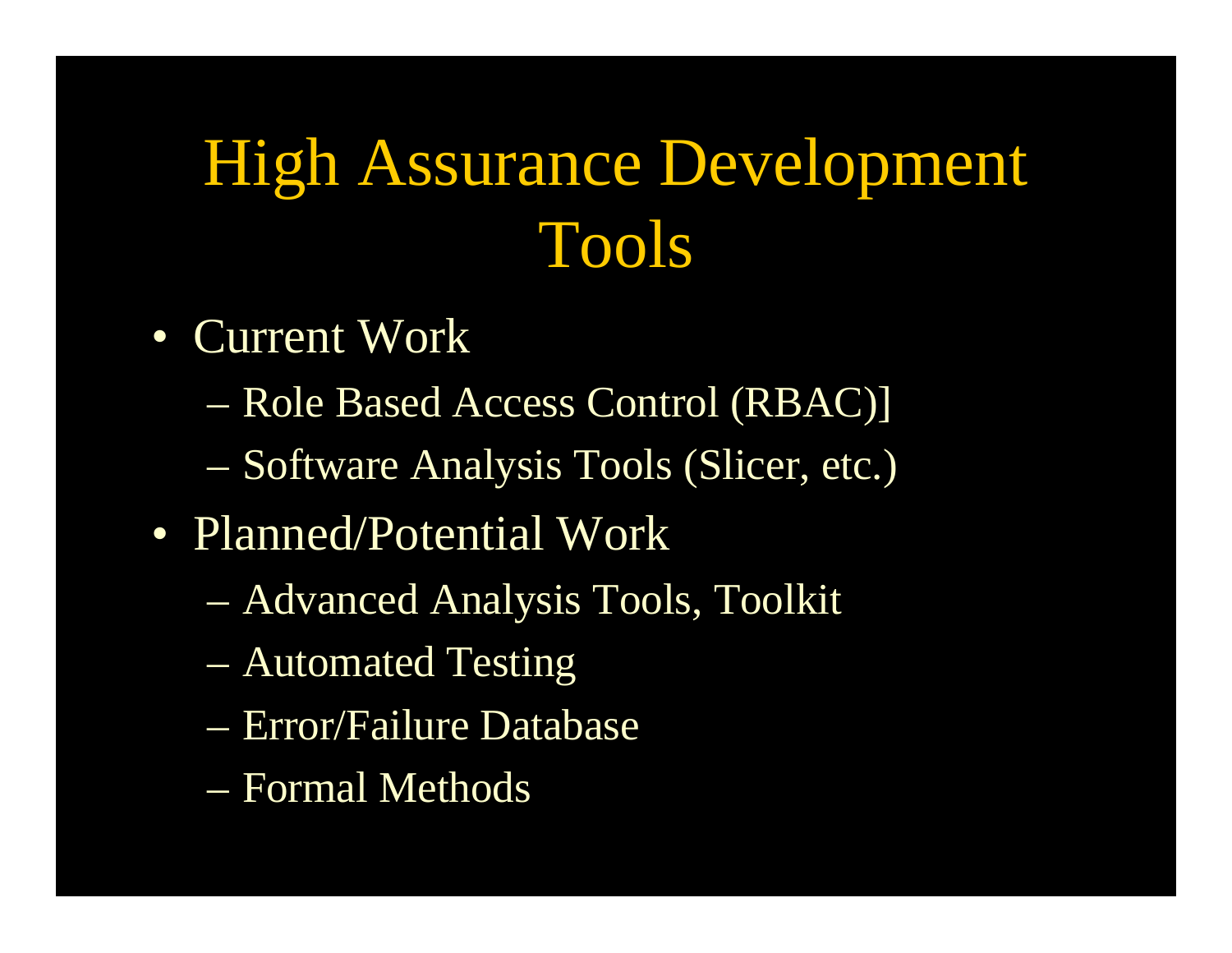# High Assurance Development Tools

- Current Work
  - Role Based Access Control (RBAC)]
  - Software Analysis Tools (Slicer, etc.)
- Planned/Potential Work
  - Advanced Analysis Tools, Toolkit
  - Automated Testing
  - Error/Failure Database
  - Formal Methods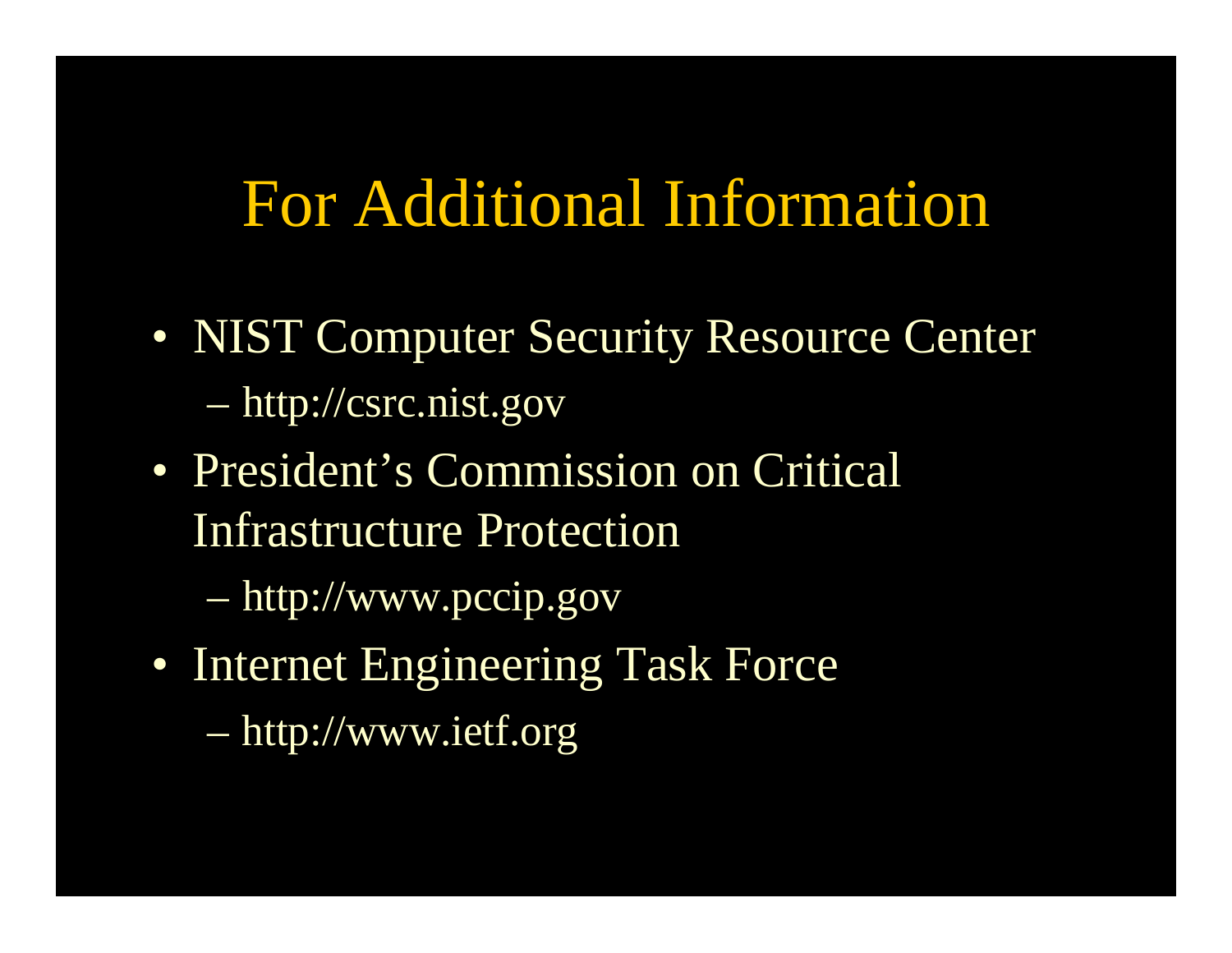# For Additional Information

- NIST Computer Security Resource Center
  - http://csrc.nist.gov
- President's Commission on Critical Infrastructure Protection
  - http://www.pccip.gov
- Internet Engineering Task Force
  - http://www.ietf.org